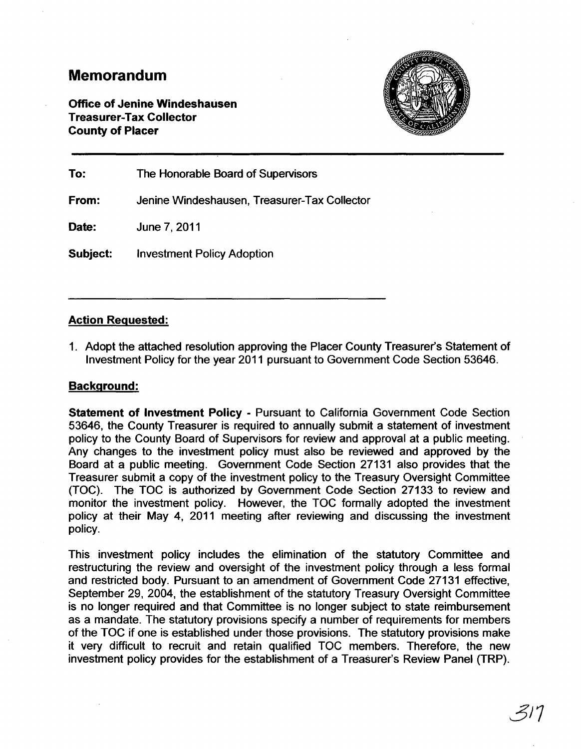# Memorandum

**Office of Jenine Windeshausen**
**Treasurer-Tax Collector**
**County of Placer**

---

**To:** The Honorable Board of Supervisors

**From:** Jenine Windeshausen, Treasurer-Tax Collector

**Date:** June 7, 2011

**Subject:** Investment Policy Adoption

---

## Action Requested:

1. Adopt the attached resolution approving the Placer County Treasurer's Statement of Investment Policy for the year 2011 pursuant to Government Code Section 53646.

## Background:

**Statement of Investment Policy** - Pursuant to California Government Code Section 53646, the County Treasurer is required to annually submit a statement of investment policy to the County Board of Supervisors for review and approval at a public meeting. Any changes to the investment policy must also be reviewed and approved by the Board at a public meeting. Government Code Section 27131 also provides that the Treasurer submit a copy of the investment policy to the Treasury Oversight Committee (TOC). The TOC is authorized by Government Code Section 27133 to review and monitor the investment policy. However, the TOC formally adopted the investment policy at their May 4, 2011 meeting after reviewing and discussing the investment policy.

This investment policy includes the elimination of the statutory Committee and restructuring the review and oversight of the investment policy through a less formal and restricted body. Pursuant to an amendment of Government Code 27131 effective, September 29, 2004, the establishment of the statutory Treasury Oversight Committee is no longer required and that Committee is no longer subject to state reimbursement as a mandate. The statutory provisions specify a number of requirements for members of the TOC if one is established under those provisions. The statutory provisions make it very difficult to recruit and retain qualified TOC members. Therefore, the new investment policy provides for the establishment of a Treasurer's Review Panel (TRP).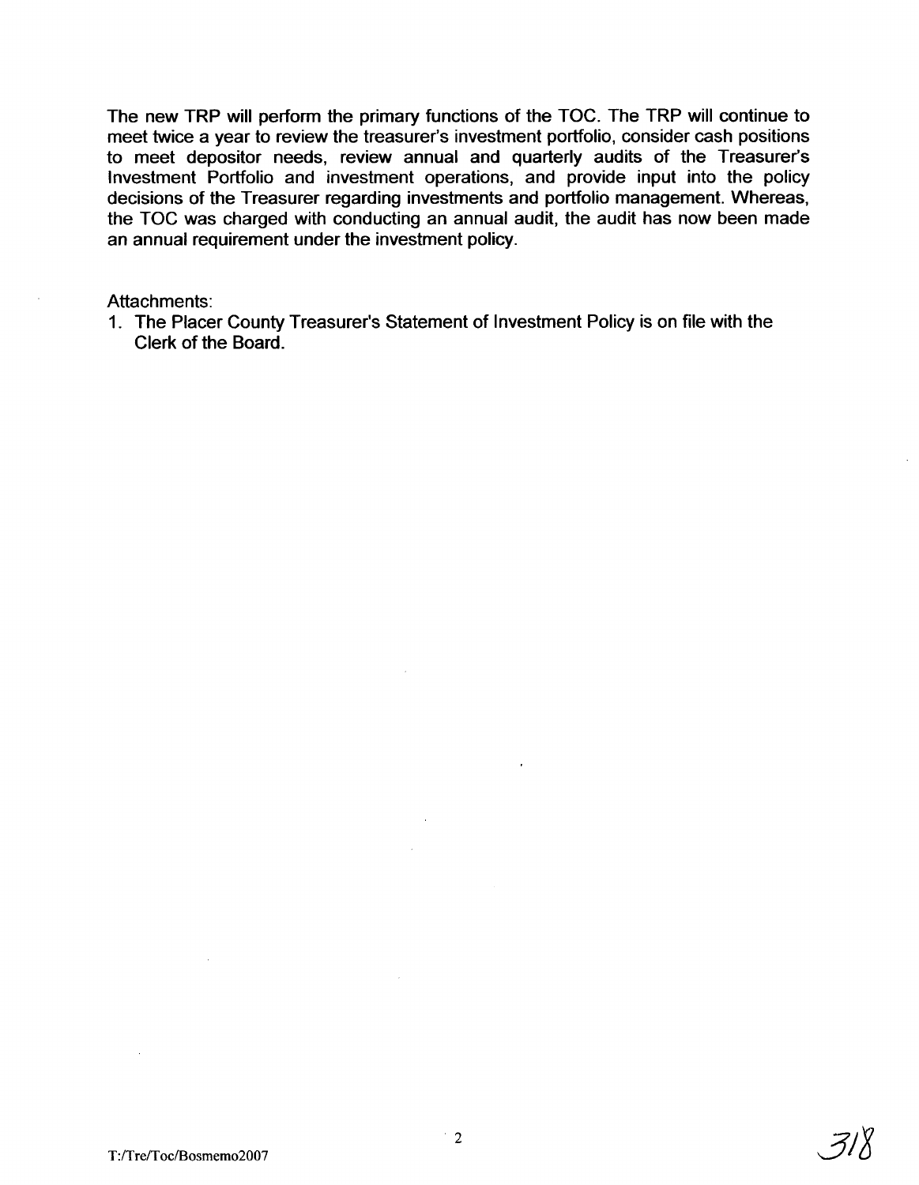The new TRP will perform the primary functions of the TOC. The TRP will continue to meet twice a year to review the treasurer's investment portfolio, consider cash positions to meet depositor needs, review annual and quarterly audits of the Treasurer's Investment Portfolio and investment operations, and provide input into the policy decisions of the Treasurer regarding investments and portfolio management. Whereas, the TOC was charged with conducting an annual audit, the audit has now been made an annual requirement under the investment policy.

Attachments:

1. The Placer County Treasurer's Statement of Investment Policy is on file with the Clerk of the Board.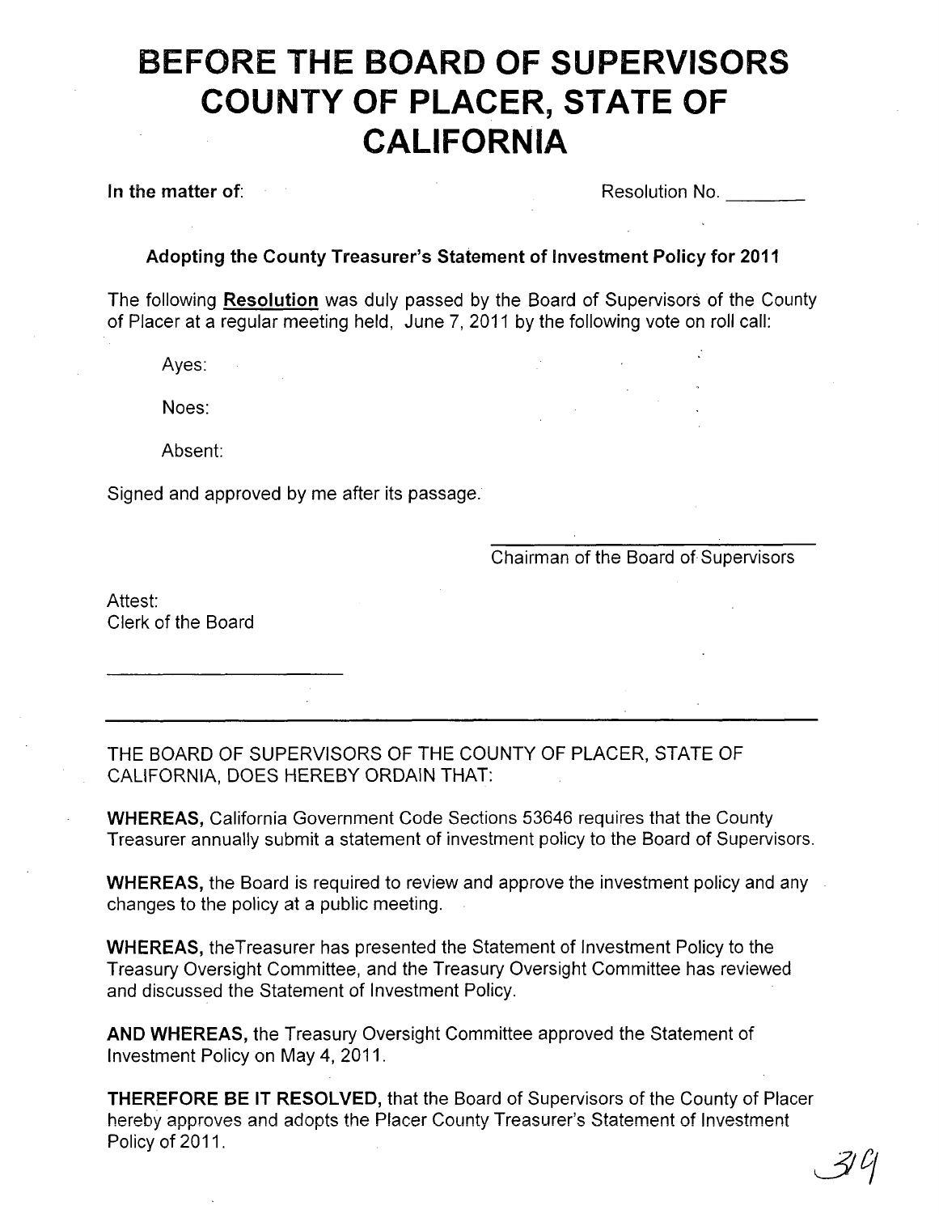# BEFORE THE BOARD OF SUPERVISORS COUNTY OF PLACER, STATE OF CALIFORNIA

**In the matter of:** Resolution No. ________

**Adopting the County Treasurer's Statement of Investment Policy for 2011**

The following **Resolution** was duly passed by the Board of Supervisors of the County of Placer at a regular meeting held, June 7, 2011 by the following vote on roll call:

Ayes:

Noes:

Absent:

Signed and approved by me after its passage.

________________________________
Chairman of the Board of Supervisors

Attest:
Clerk of the Board

________________________

---

THE BOARD OF SUPERVISORS OF THE COUNTY OF PLACER, STATE OF CALIFORNIA, DOES HEREBY ORDAIN THAT:

**WHEREAS,** California Government Code Sections 53646 requires that the County Treasurer annually submit a statement of investment policy to the Board of Supervisors.

**WHEREAS,** the Board is required to review and approve the investment policy and any changes to the policy at a public meeting.

**WHEREAS,** theTreasurer has presented the Statement of Investment Policy to the Treasury Oversight Committee, and the Treasury Oversight Committee has reviewed and discussed the Statement of Investment Policy.

**AND WHEREAS,** the Treasury Oversight Committee approved the Statement of Investment Policy on May 4, 2011.

**THEREFORE BE IT RESOLVED,** that the Board of Supervisors of the County of Placer hereby approves and adopts the Placer County Treasurer's Statement of Investment Policy of 2011.